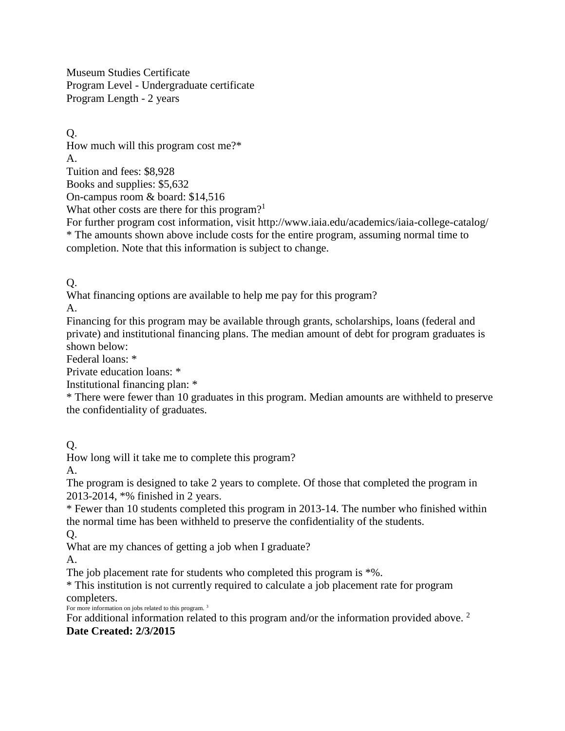Museum Studies Certificate
Program Level - Undergraduate certificate
Program Length - 2 years

Q.
How much will this program cost me?*
A.
Tuition and fees: $8,928
Books and supplies: $5,632
On-campus room & board: $14,516
What other costs are there for this program?[1]
For further program cost information, visit http://www.iaia.edu/academics/iaia-college-catalog/
* The amounts shown above include costs for the entire program, assuming normal time to completion. Note that this information is subject to change.

Q.
What financing options are available to help me pay for this program?
A.
Financing for this program may be available through grants, scholarships, loans (federal and private) and institutional financing plans. The median amount of debt for program graduates is shown below:
Federal loans: *
Private education loans: *
Institutional financing plan: *
* There were fewer than 10 graduates in this program. Median amounts are withheld to preserve the confidentiality of graduates.

Q.
How long will it take me to complete this program?
A.
The program is designed to take 2 years to complete. Of those that completed the program in 2013-2014, *% finished in 2 years.
* Fewer than 10 students completed this program in 2013-14. The number who finished within the normal time has been withheld to preserve the confidentiality of the students.
Q.
What are my chances of getting a job when I graduate?
A.
The job placement rate for students who completed this program is *%.
* This institution is not currently required to calculate a job placement rate for program completers.
For more information on jobs related to this program. [3]
For additional information related to this program and/or the information provided above. [2]
**Date Created: 2/3/2015**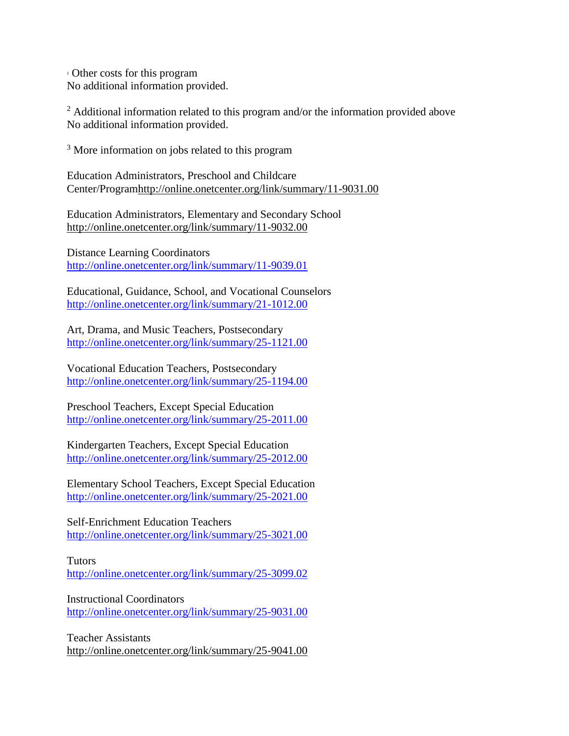[1] Other costs for this program
No additional information provided.

[2] Additional information related to this program and/or the information provided above
No additional information provided.

[3] More information on jobs related to this program

Education Administrators, Preschool and Childcare Center/Programhttp://online.onetcenter.org/link/summary/11-9031.00

Education Administrators, Elementary and Secondary School
http://online.onetcenter.org/link/summary/11-9032.00

Distance Learning Coordinators
http://online.onetcenter.org/link/summary/11-9039.01

Educational, Guidance, School, and Vocational Counselors
http://online.onetcenter.org/link/summary/21-1012.00

Art, Drama, and Music Teachers, Postsecondary
http://online.onetcenter.org/link/summary/25-1121.00

Vocational Education Teachers, Postsecondary
http://online.onetcenter.org/link/summary/25-1194.00

Preschool Teachers, Except Special Education
http://online.onetcenter.org/link/summary/25-2011.00

Kindergarten Teachers, Except Special Education
http://online.onetcenter.org/link/summary/25-2012.00

Elementary School Teachers, Except Special Education
http://online.onetcenter.org/link/summary/25-2021.00

Self-Enrichment Education Teachers
http://online.onetcenter.org/link/summary/25-3021.00

Tutors
http://online.onetcenter.org/link/summary/25-3099.02

Instructional Coordinators
http://online.onetcenter.org/link/summary/25-9031.00

Teacher Assistants
http://online.onetcenter.org/link/summary/25-9041.00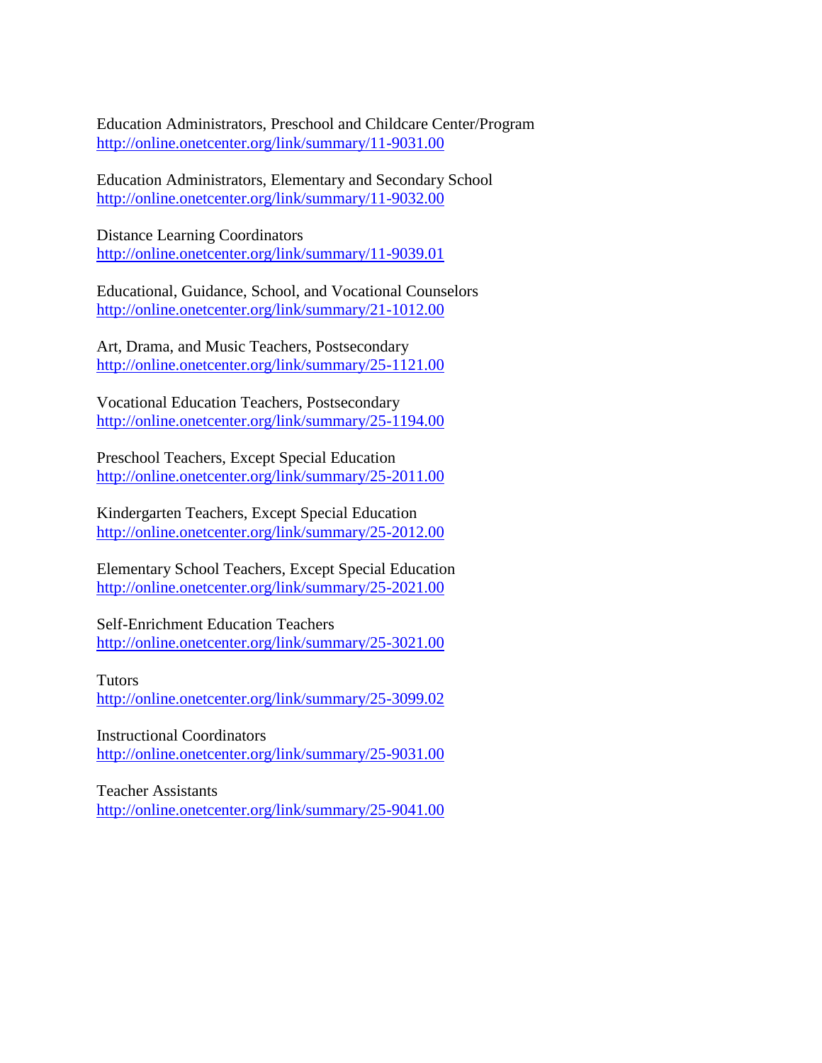Education Administrators, Preschool and Childcare Center/Program
http://online.onetcenter.org/link/summary/11-9031.00

Education Administrators, Elementary and Secondary School
http://online.onetcenter.org/link/summary/11-9032.00

Distance Learning Coordinators
http://online.onetcenter.org/link/summary/11-9039.01

Educational, Guidance, School, and Vocational Counselors
http://online.onetcenter.org/link/summary/21-1012.00

Art, Drama, and Music Teachers, Postsecondary
http://online.onetcenter.org/link/summary/25-1121.00

Vocational Education Teachers, Postsecondary
http://online.onetcenter.org/link/summary/25-1194.00

Preschool Teachers, Except Special Education
http://online.onetcenter.org/link/summary/25-2011.00

Kindergarten Teachers, Except Special Education
http://online.onetcenter.org/link/summary/25-2012.00

Elementary School Teachers, Except Special Education
http://online.onetcenter.org/link/summary/25-2021.00

Self-Enrichment Education Teachers
http://online.onetcenter.org/link/summary/25-3021.00

Tutors
http://online.onetcenter.org/link/summary/25-3099.02

Instructional Coordinators
http://online.onetcenter.org/link/summary/25-9031.00

Teacher Assistants
http://online.onetcenter.org/link/summary/25-9041.00